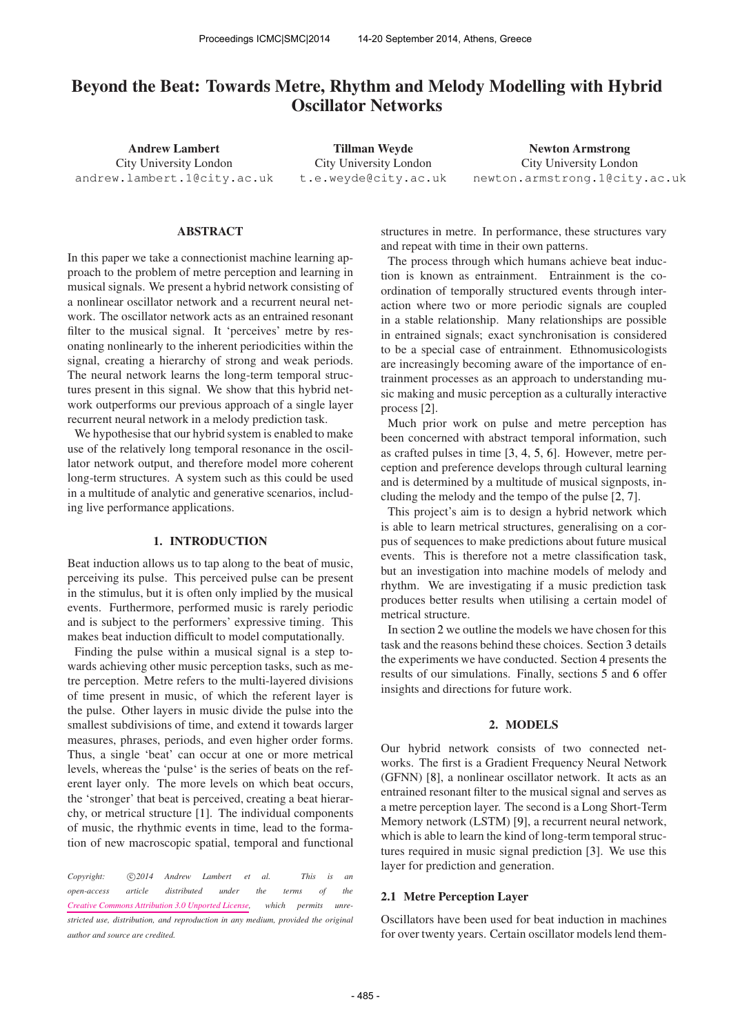# Beyond the Beat: Towards Metre, Rhythm and Melody Modelling with Hybrid Oscillator Networks

**Andrew Lambert**
City University London
andrew.lambert.1@city.ac.uk

**Tillman Weyde**
City University London
t.e.weyde@city.ac.uk

**Newton Armstrong**
City University London
newton.armstrong.1@city.ac.uk

## ABSTRACT

In this paper we take a connectionist machine learning approach to the problem of metre perception and learning in musical signals. We present a hybrid network consisting of a nonlinear oscillator network and a recurrent neural network. The oscillator network acts as an entrained resonant filter to the musical signal. It 'perceives' metre by resonating nonlinearly to the inherent periodicities within the signal, creating a hierarchy of strong and weak periods. The neural network learns the long-term temporal structures present in this signal. We show that this hybrid network outperforms our previous approach of a single layer recurrent neural network in a melody prediction task.

We hypothesise that our hybrid system is enabled to make use of the relatively long temporal resonance in the oscillator network output, and therefore model more coherent long-term structures. A system such as this could be used in a multitude of analytic and generative scenarios, including live performance applications.

## 1. INTRODUCTION

Beat induction allows us to tap along to the beat of music, perceiving its pulse. This perceived pulse can be present in the stimulus, but it is often only implied by the musical events. Furthermore, performed music is rarely periodic and is subject to the performers' expressive timing. This makes beat induction difficult to model computationally.

Finding the pulse within a musical signal is a step towards achieving other music perception tasks, such as metre perception. Metre refers to the multi-layered divisions of time present in music, of which the referent layer is the pulse. Other layers in music divide the pulse into the smallest subdivisions of time, and extend it towards larger measures, phrases, periods, and even higher order forms. Thus, a single 'beat' can occur at one or more metrical levels, whereas the 'pulse' is the series of beats on the referent layer only. The more levels on which beat occurs, the 'stronger' that beat is perceived, creating a beat hierarchy, or metrical structure [1]. The individual components of music, the rhythmic events in time, lead to the formation of new macroscopic spatial, temporal and functional structures in metre. In performance, these structures vary and repeat with time in their own patterns.

The process through which humans achieve beat induction is known as entrainment. Entrainment is the coordination of temporally structured events through interaction where two or more periodic signals are coupled in a stable relationship. Many relationships are possible in entrained signals; exact synchronisation is considered to be a special case of entrainment. Ethnomusicologists are increasingly becoming aware of the importance of entrainment processes as an approach to understanding music making and music perception as a culturally interactive process [2].

Much prior work on pulse and metre perception has been concerned with abstract temporal information, such as crafted pulses in time [3, 4, 5, 6]. However, metre perception and preference develops through cultural learning and is determined by a multitude of musical signposts, including the melody and the tempo of the pulse [2, 7].

This project's aim is to design a hybrid network which is able to learn metrical structures, generalising on a corpus of sequences to make predictions about future musical events. This is therefore not a metre classification task, but an investigation into machine models of melody and rhythm. We are investigating if a music prediction task produces better results when utilising a certain model of metrical structure.

In section 2 we outline the models we have chosen for this task and the reasons behind these choices. Section 3 details the experiments we have conducted. Section 4 presents the results of our simulations. Finally, sections 5 and 6 offer insights and directions for future work.

## 2. MODELS

Our hybrid network consists of two connected networks. The first is a Gradient Frequency Neural Network (GFNN) [8], a nonlinear oscillator network. It acts as an entrained resonant filter to the musical signal and serves as a metre perception layer. The second is a Long Short-Term Memory network (LSTM) [9], a recurrent neural network, which is able to learn the kind of long-term temporal structures required in music signal prediction [3]. We use this layer for prediction and generation.

### 2.1 Metre Perception Layer

Oscillators have been used for beat induction in machines for over twenty years. Certain oscillator models lend them-

*Copyright: ©2014 Andrew Lambert et al. This is an open-access article distributed under the terms of the Creative Commons Attribution 3.0 Unported License, which permits unrestricted use, distribution, and reproduction in any medium, provided the original author and source are credited.*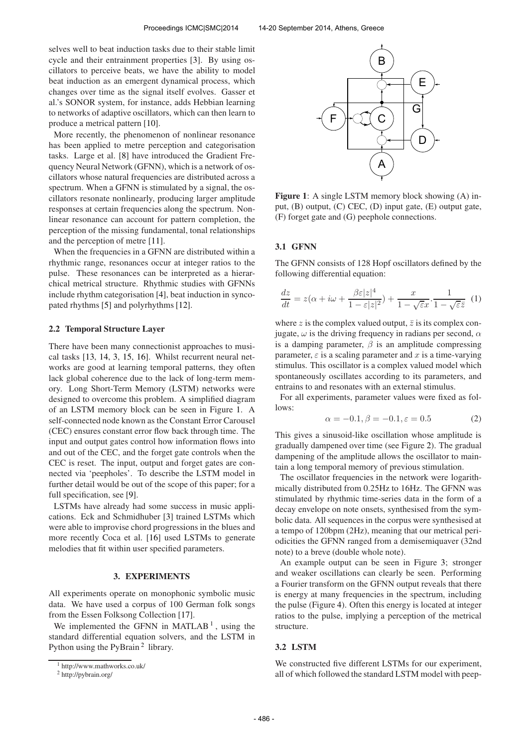selves well to beat induction tasks due to their stable limit cycle and their entrainment properties [3]. By using oscillators to perceive beats, we have the ability to model beat induction as an emergent dynamical process, which changes over time as the signal itself evolves. Gasser et al.'s SONOR system, for instance, adds Hebbian learning to networks of adaptive oscillators, which can then learn to produce a metrical pattern [10].

More recently, the phenomenon of nonlinear resonance has been applied to metre perception and categorisation tasks. Large et al. [8] have introduced the Gradient Frequency Neural Network (GFNN), which is a network of oscillators whose natural frequencies are distributed across a spectrum. When a GFNN is stimulated by a signal, the oscillators resonate nonlinearly, producing larger amplitude responses at certain frequencies along the spectrum. Nonlinear resonance can account for pattern completion, the perception of the missing fundamental, tonal relationships and the perception of metre [11].

When the frequencies in a GFNN are distributed within a rhythmic range, resonances occur at integer ratios to the pulse. These resonances can be interpreted as a hierarchical metrical structure. Rhythmic studies with GFNNs include rhythm categorisation [4], beat induction in syncopated rhythms [5] and polyrhythms [12].

### 2.2 Temporal Structure Layer

There have been many connectionist approaches to musical tasks [13, 14, 3, 15, 16]. Whilst recurrent neural networks are good at learning temporal patterns, they often lack global coherence due to the lack of long-term memory. Long Short-Term Memory (LSTM) networks were designed to overcome this problem. A simplified diagram of an LSTM memory block can be seen in Figure 1. A self-connected node known as the Constant Error Carousel (CEC) ensures constant error flow back through time. The input and output gates control how information flows into and out of the CEC, and the forget gate controls when the CEC is reset. The input, output and forget gates are connected via 'peepholes'. To describe the LSTM model in further detail would be out of the scope of this paper; for a full specification, see [9].

LSTMs have already had some success in music applications. Eck and Schmidhuber [3] trained LSTMs which were able to improvise chord progressions in the blues and more recently Coca et al. [16] used LSTMs to generate melodies that fit within user specified parameters.

## 3. EXPERIMENTS

All experiments operate on monophonic symbolic music data. We have used a corpus of 100 German folk songs from the Essen Folksong Collection [17].

We implemented the GFNN in MATLAB [1], using the standard differential equation solvers, and the LSTM in Python using the PyBrain [2] library.

[1] http://www.mathworks.co.uk/

[2] http://pybrain.org/

**Figure 1**: A single LSTM memory block showing (A) input, (B) output, (C) CEC, (D) input gate, (E) output gate, (F) forget gate and (G) peephole connections.

### 3.1 GFNN

The GFNN consists of 128 Hopf oscillators defined by the following differential equation:

$$\frac{dz}{dt} = z(\alpha + i\omega + \frac{\beta\varepsilon|z|^4}{1-\varepsilon|z|^2}) + \frac{x}{1-\sqrt{\varepsilon}x}.\frac{1}{1-\sqrt{\varepsilon}\bar{z}} \quad (1)$$

where $z$ is the complex valued output, $\bar{z}$ is its complex conjugate, $\omega$ is the driving frequency in radians per second, $\alpha$ is a damping parameter, $\beta$ is an amplitude compressing parameter, $\varepsilon$ is a scaling parameter and $x$ is a time-varying stimulus. This oscillator is a complex valued model which spontaneously oscillates according to its parameters, and entrains to and resonates with an external stimulus.

For all experiments, parameter values were fixed as follows:

$$\alpha = -0.1, \beta = -0.1, \varepsilon = 0.5 \quad (2)$$

This gives a sinusoid-like oscillation whose amplitude is gradually dampened over time (see Figure 2). The gradual dampening of the amplitude allows the oscillator to maintain a long temporal memory of previous stimulation.

The oscillator frequencies in the network were logarithmically distributed from 0.25Hz to 16Hz. The GFNN was stimulated by rhythmic time-series data in the form of a decay envelope on note onsets, synthesised from the symbolic data. All sequences in the corpus were synthesised at a tempo of 120bpm (2Hz), meaning that our metrical periodicities the GFNN ranged from a demisemiquaver (32nd note) to a breve (double whole note).

An example output can be seen in Figure 3; stronger and weaker oscillations can clearly be seen. Performing a Fourier transform on the GFNN output reveals that there is energy at many frequencies in the spectrum, including the pulse (Figure 4). Often this energy is located at integer ratios to the pulse, implying a perception of the metrical structure.

### 3.2 LSTM

We constructed five different LSTMs for our experiment, all of which followed the standard LSTM model with peep-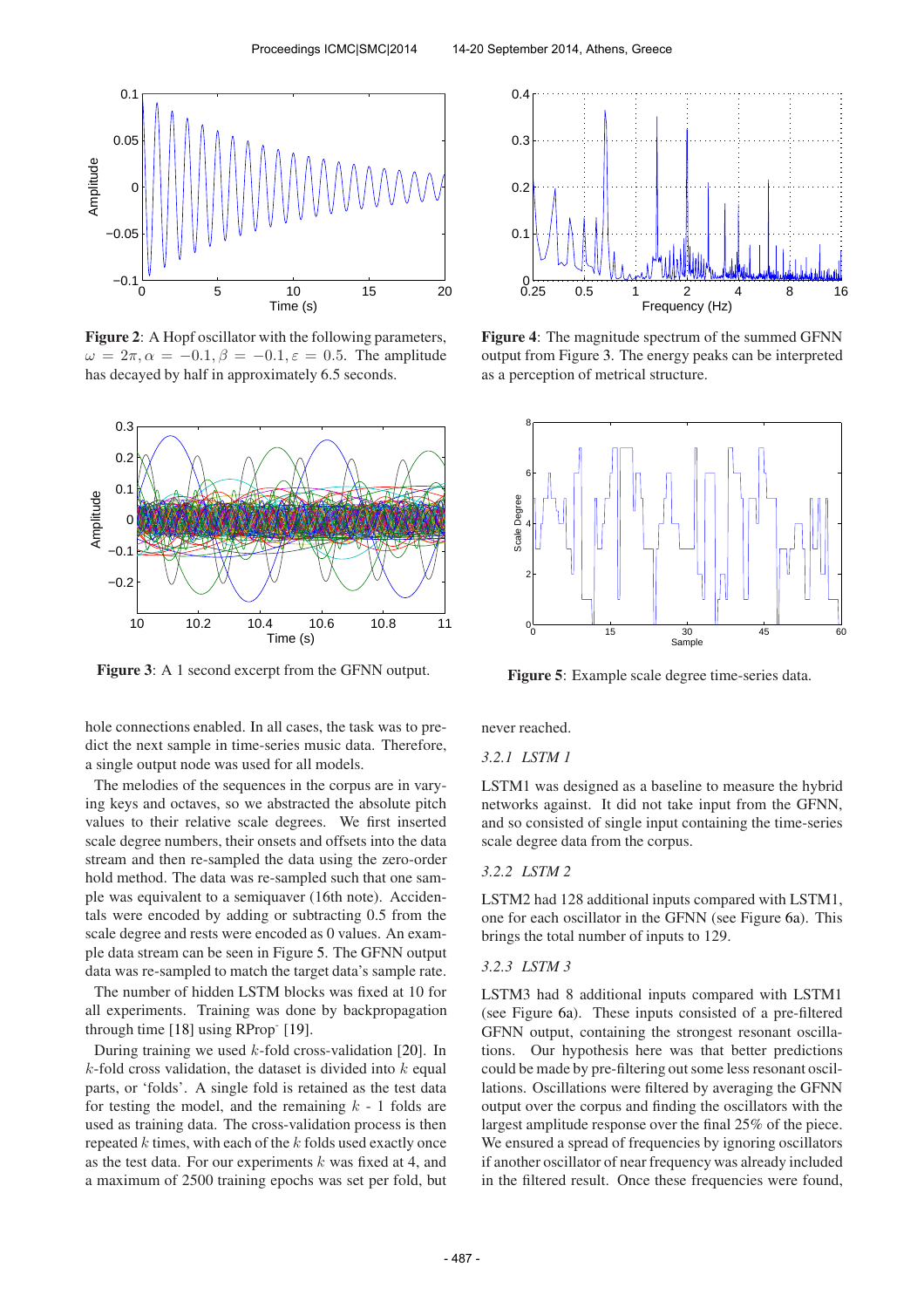**Figure 2**: A Hopf oscillator with the following parameters, $\omega = 2\pi, \alpha = -0.1, \beta = -0.1, \varepsilon = 0.5$. The amplitude has decayed by half in approximately 6.5 seconds.

**Figure 3**: A 1 second excerpt from the GFNN output.

**Figure 4**: The magnitude spectrum of the summed GFNN output from Figure 3. The energy peaks can be interpreted as a perception of metrical structure.

**Figure 5**: Example scale degree time-series data.

hole connections enabled. In all cases, the task was to predict the next sample in time-series music data. Therefore, a single output node was used for all models.

The melodies of the sequences in the corpus are in varying keys and octaves, so we abstracted the absolute pitch values to their relative scale degrees. We first inserted scale degree numbers, their onsets and offsets into the data stream and then re-sampled the data using the zero-order hold method. The data was re-sampled such that one sample was equivalent to a semiquaver (16th note). Accidentals were encoded by adding or subtracting 0.5 from the scale degree and rests were encoded as 0 values. An example data stream can be seen in Figure 5. The GFNN output data was re-sampled to match the target data's sample rate.

The number of hidden LSTM blocks was fixed at 10 for all experiments. Training was done by backpropagation through time [18] using RProp- [19].

During training we used $k$-fold cross-validation [20]. In $k$-fold cross validation, the dataset is divided into $k$ equal parts, or 'folds'. A single fold is retained as the test data for testing the model, and the remaining $k$ - 1 folds are used as training data. The cross-validation process is then repeated $k$ times, with each of the $k$ folds used exactly once as the test data. For our experiments $k$ was fixed at 4, and a maximum of 2500 training epochs was set per fold, but never reached.

#### 3.2.1 LSTM 1

LSTM1 was designed as a baseline to measure the hybrid networks against. It did not take input from the GFNN, and so consisted of single input containing the time-series scale degree data from the corpus.

#### 3.2.2 LSTM 2

LSTM2 had 128 additional inputs compared with LSTM1, one for each oscillator in the GFNN (see Figure 6a). This brings the total number of inputs to 129.

#### 3.2.3 LSTM 3

LSTM3 had 8 additional inputs compared with LSTM1 (see Figure 6a). These inputs consisted of a pre-filtered GFNN output, containing the strongest resonant oscillations. Our hypothesis here was that better predictions could be made by pre-filtering out some less resonant oscillations. Oscillations were filtered by averaging the GFNN output over the corpus and finding the oscillators with the largest amplitude response over the final 25% of the piece. We ensured a spread of frequencies by ignoring oscillators if another oscillator of near frequency was already included in the filtered result. Once these frequencies were found,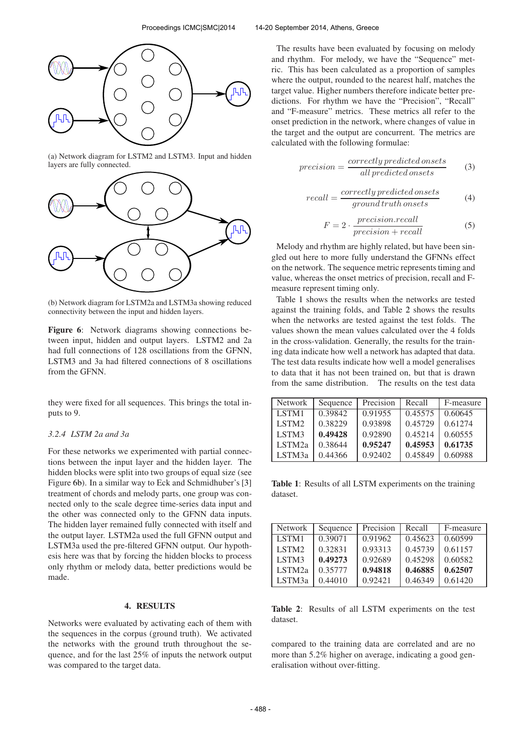(a) Network diagram for LSTM2 and LSTM3. Input and hidden layers are fully connected.

(b) Network diagram for LSTM2a and LSTM3a showing reduced connectivity between the input and hidden layers.

**Figure 6**: Network diagrams showing connections between input, hidden and output layers. LSTM2 and 2a had full connections of 128 oscillations from the GFNN, LSTM3 and 3a had filtered connections of 8 oscillations from the GFNN.

they were fixed for all sequences. This brings the total inputs to 9.

#### 3.2.4 LSTM 2a and 3a

For these networks we experimented with partial connections between the input layer and the hidden layer. The hidden blocks were split into two groups of equal size (see Figure 6b). In a similar way to Eck and Schmidhuber's [3] treatment of chords and melody parts, one group was connected only to the scale degree time-series data input and the other was connected only to the GFNN data inputs. The hidden layer remained fully connected with itself and the output layer. LSTM2a used the full GFNN output and LSTM3a used the pre-filtered GFNN output. Our hypothesis here was that by forcing the hidden blocks to process only rhythm or melody data, better predictions would be made.

## 4. RESULTS

Networks were evaluated by activating each of them with the sequences in the corpus (ground truth). We activated the networks with the ground truth throughout the sequence, and for the last 25% of inputs the network output was compared to the target data.

The results have been evaluated by focusing on melody and rhythm. For melody, we have the "Sequence" metric. This has been calculated as a proportion of samples where the output, rounded to the nearest half, matches the target value. Higher numbers therefore indicate better predictions. For rhythm we have the "Precision", "Recall" and "F-measure" metrics. These metrics all refer to the onset prediction in the network, where changes of value in the target and the output are concurrent. The metrics are calculated with the following formulae:

$$precision = \frac{correctly\,predicted\,onsets}{all\,predicted\,onsets} \tag{3}$$

$$recall = \frac{correctly\,predicted\,onsets}{ground\,truth\,onsets} \tag{4}$$

$$F = 2 \cdot \frac{precision.recall}{precision + recall} \tag{5}$$

Melody and rhythm are highly related, but have been singled out here to more fully understand the GFNNs effect on the network. The sequence metric represents timing and value, whereas the onset metrics of precision, recall and F-measure represent timing only.

Table 1 shows the results when the networks are tested against the training folds, and Table 2 shows the results when the networks are tested against the test folds. The values shown the mean values calculated over the 4 folds in the cross-validation. Generally, the results for the training data indicate how well a network has adapted that data. The test data results indicate how well a model generalises to data that it has not been trained on, but that is drawn from the same distribution. The results on the test data compared to the training data are correlated and are no more than 5.2% higher on average, indicating a good generalisation without over-fitting.

| Network | Sequence | Precision | Recall | F-measure |
|---|---|---|---|---|
| LSTM1 | 0.39842 | 0.91955 | 0.45575 | 0.60645 |
| LSTM2 | 0.38229 | 0.93898 | 0.45729 | 0.61274 |
| LSTM3 | **0.49428** | 0.92890 | 0.45214 | 0.60555 |
| LSTM2a | 0.38644 | **0.95247** | **0.45953** | **0.61735** |
| LSTM3a | 0.44366 | 0.92402 | 0.45849 | 0.60988 |

**Table 1**: Results of all LSTM experiments on the training dataset.

| Network | Sequence | Precision | Recall | F-measure |
|---|---|---|---|---|
| LSTM1 | 0.39071 | 0.91962 | 0.45623 | 0.60599 |
| LSTM2 | 0.32831 | 0.93313 | 0.45739 | 0.61157 |
| LSTM3 | **0.49273** | 0.92689 | 0.45298 | 0.60582 |
| LSTM2a | 0.35777 | **0.94818** | **0.46885** | **0.62507** |
| LSTM3a | 0.44010 | 0.92421 | 0.46349 | 0.61420 |

**Table 2**: Results of all LSTM experiments on the test dataset.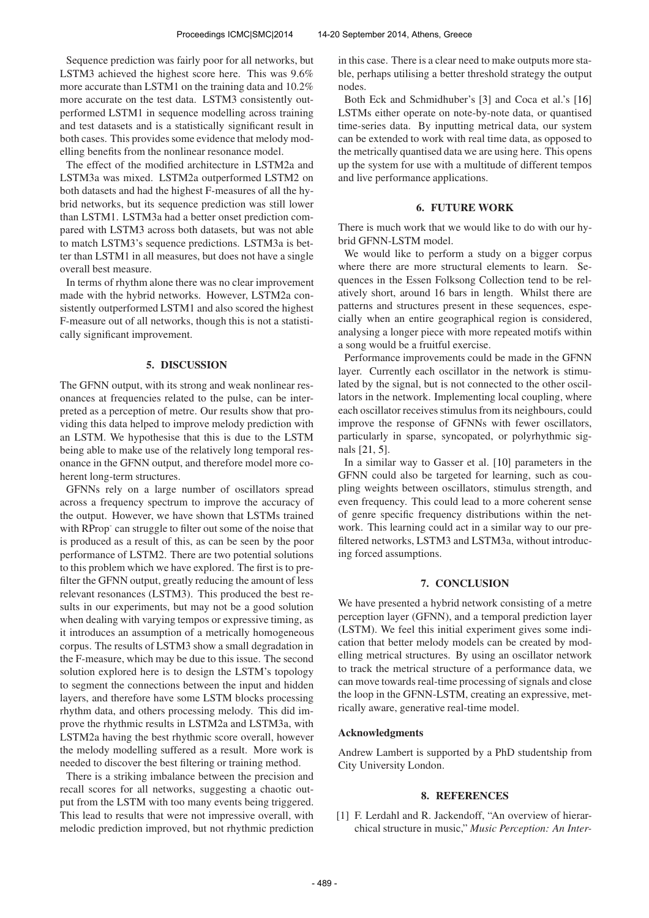Sequence prediction was fairly poor for all networks, but LSTM3 achieved the highest score here. This was 9.6% more accurate than LSTM1 on the training data and 10.2% more accurate on the test data. LSTM3 consistently outperformed LSTM1 in sequence modelling across training and test datasets and is a statistically significant result in both cases. This provides some evidence that melody modelling benefits from the nonlinear resonance model.

The effect of the modified architecture in LSTM2a and LSTM3a was mixed. LSTM2a outperformed LSTM2 on both datasets and had the highest F-measures of all the hybrid networks, but its sequence prediction was still lower than LSTM1. LSTM3a had a better onset prediction compared with LSTM3 across both datasets, but was not able to match LSTM3's sequence predictions. LSTM3a is better than LSTM1 in all measures, but does not have a single overall best measure.

In terms of rhythm alone there was no clear improvement made with the hybrid networks. However, LSTM2a consistently outperformed LSTM1 and also scored the highest F-measure out of all networks, though this is not a statistically significant improvement.

## 5. DISCUSSION

The GFNN output, with its strong and weak nonlinear resonances at frequencies related to the pulse, can be interpreted as a perception of metre. Our results show that providing this data helped to improve melody prediction with an LSTM. We hypothesise that this is due to the LSTM being able to make use of the relatively long temporal resonance in the GFNN output, and therefore model more coherent long-term structures.

GFNNs rely on a large number of oscillators spread across a frequency spectrum to improve the accuracy of the output. However, we have shown that LSTMs trained with RProp- can struggle to filter out some of the noise that is produced as a result of this, as can be seen by the poor performance of LSTM2. There are two potential solutions to this problem which we have explored. The first is to prefilter the GFNN output, greatly reducing the amount of less relevant resonances (LSTM3). This produced the best results in our experiments, but may not be a good solution when dealing with varying tempos or expressive timing, as it introduces an assumption of a metrically homogeneous corpus. The results of LSTM3 show a small degradation in the F-measure, which may be due to this issue. The second solution explored here is to design the LSTM's topology to segment the connections between the input and hidden layers, and therefore have some LSTM blocks processing rhythm data, and others processing melody. This did improve the rhythmic results in LSTM2a and LSTM3a, with LSTM2a having the best rhythmic score overall, however the melody modelling suffered as a result. More work is needed to discover the best filtering or training method.

There is a striking imbalance between the precision and recall scores for all networks, suggesting a chaotic output from the LSTM with too many events being triggered. This lead to results that were not impressive overall, with melodic prediction improved, but not rhythmic prediction in this case. There is a clear need to make outputs more stable, perhaps utilising a better threshold strategy the output nodes.

Both Eck and Schmidhuber's [3] and Coca et al.'s [16] LSTMs either operate on note-by-note data, or quantised time-series data. By inputting metrical data, our system can be extended to work with real time data, as opposed to the metrically quantised data we are using here. This opens up the system for use with a multitude of different tempos and live performance applications.

## 6. FUTURE WORK

There is much work that we would like to do with our hybrid GFNN-LSTM model.

We would like to perform a study on a bigger corpus where there are more structural elements to learn. Sequences in the Essen Folksong Collection tend to be relatively short, around 16 bars in length. Whilst there are patterns and structures present in these sequences, especially when an entire geographical region is considered, analysing a longer piece with more repeated motifs within a song would be a fruitful exercise.

Performance improvements could be made in the GFNN layer. Currently each oscillator in the network is stimulated by the signal, but is not connected to the other oscillators in the network. Implementing local coupling, where each oscillator receives stimulus from its neighbours, could improve the response of GFNNs with fewer oscillators, particularly in sparse, syncopated, or polyrhythmic signals [21, 5].

In a similar way to Gasser et al. [10] parameters in the GFNN could also be targeted for learning, such as coupling weights between oscillators, stimulus strength, and even frequency. This could lead to a more coherent sense of genre specific frequency distributions within the network. This learning could act in a similar way to our prefiltered networks, LSTM3 and LSTM3a, without introducing forced assumptions.

## 7. CONCLUSION

We have presented a hybrid network consisting of a metre perception layer (GFNN), and a temporal prediction layer (LSTM). We feel this initial experiment gives some indication that better melody models can be created by modelling metrical structures. By using an oscillator network to track the metrical structure of a performance data, we can move towards real-time processing of signals and close the loop in the GFNN-LSTM, creating an expressive, metrically aware, generative real-time model.

### Acknowledgments

Andrew Lambert is supported by a PhD studentship from City University London.

## 8. REFERENCES

[1] F. Lerdahl and R. Jackendoff, "An overview of hierarchical structure in music," *Music Perception: An Inter-*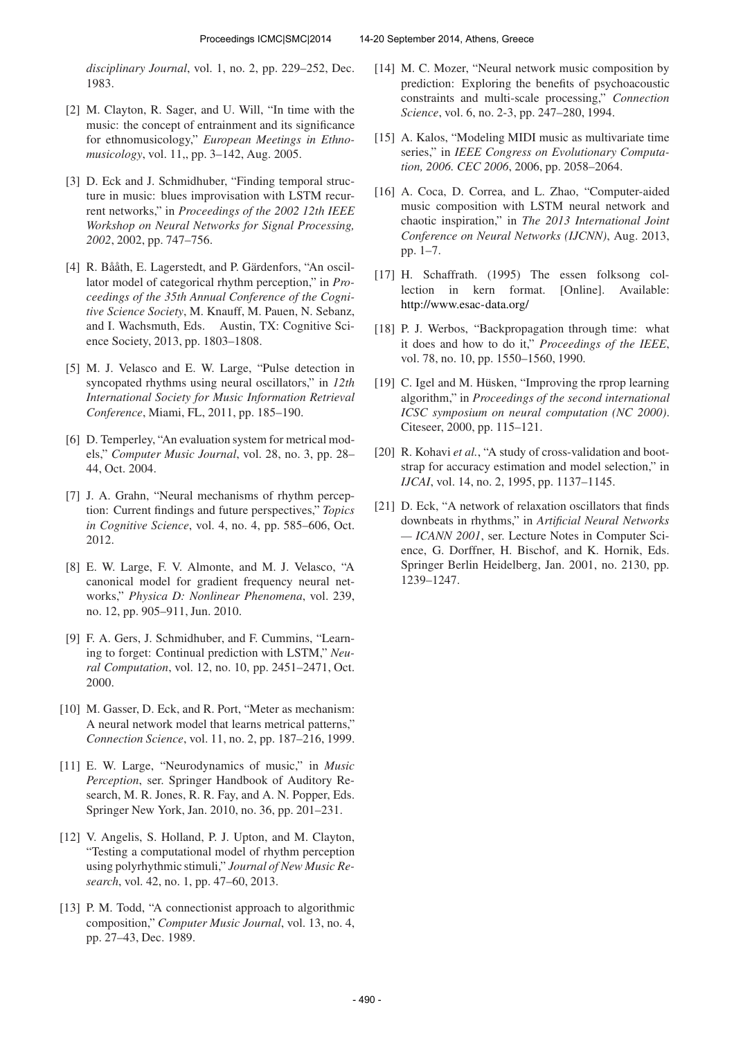*disciplinary Journal*, vol. 1, no. 2, pp. 229–252, Dec. 1983.

[2] M. Clayton, R. Sager, and U. Will, "In time with the music: the concept of entrainment and its significance for ethnomusicology," *European Meetings in Ethnomusicology*, vol. 11,, pp. 3–142, Aug. 2005.

[3] D. Eck and J. Schmidhuber, "Finding temporal structure in music: blues improvisation with LSTM recurrent networks," in *Proceedings of the 2002 12th IEEE Workshop on Neural Networks for Signal Processing, 2002*, 2002, pp. 747–756.

[4] R. Bååth, E. Lagerstedt, and P. Gärdenfors, "An oscillator model of categorical rhythm perception," in *Proceedings of the 35th Annual Conference of the Cognitive Science Society*, M. Knauff, M. Pauen, N. Sebanz, and I. Wachsmuth, Eds. Austin, TX: Cognitive Science Society, 2013, pp. 1803–1808.

[5] M. J. Velasco and E. W. Large, "Pulse detection in syncopated rhythms using neural oscillators," in *12th International Society for Music Information Retrieval Conference*, Miami, FL, 2011, pp. 185–190.

[6] D. Temperley, "An evaluation system for metrical models," *Computer Music Journal*, vol. 28, no. 3, pp. 28–44, Oct. 2004.

[7] J. A. Grahn, "Neural mechanisms of rhythm perception: Current findings and future perspectives," *Topics in Cognitive Science*, vol. 4, no. 4, pp. 585–606, Oct. 2012.

[8] E. W. Large, F. V. Almonte, and M. J. Velasco, "A canonical model for gradient frequency neural networks," *Physica D: Nonlinear Phenomena*, vol. 239, no. 12, pp. 905–911, Jun. 2010.

[9] F. A. Gers, J. Schmidhuber, and F. Cummins, "Learning to forget: Continual prediction with LSTM," *Neural Computation*, vol. 12, no. 10, pp. 2451–2471, Oct. 2000.

[10] M. Gasser, D. Eck, and R. Port, "Meter as mechanism: A neural network model that learns metrical patterns," *Connection Science*, vol. 11, no. 2, pp. 187–216, 1999.

[11] E. W. Large, "Neurodynamics of music," in *Music Perception*, ser. Springer Handbook of Auditory Research, M. R. Jones, R. R. Fay, and A. N. Popper, Eds. Springer New York, Jan. 2010, no. 36, pp. 201–231.

[12] V. Angelis, S. Holland, P. J. Upton, and M. Clayton, "Testing a computational model of rhythm perception using polyrhythmic stimuli," *Journal of New Music Research*, vol. 42, no. 1, pp. 47–60, 2013.

[13] P. M. Todd, "A connectionist approach to algorithmic composition," *Computer Music Journal*, vol. 13, no. 4, pp. 27–43, Dec. 1989.

[14] M. C. Mozer, "Neural network music composition by prediction: Exploring the benefits of psychoacoustic constraints and multi-scale processing," *Connection Science*, vol. 6, no. 2-3, pp. 247–280, 1994.

[15] A. Kalos, "Modeling MIDI music as multivariate time series," in *IEEE Congress on Evolutionary Computation, 2006. CEC 2006*, 2006, pp. 2058–2064.

[16] A. Coca, D. Correa, and L. Zhao, "Computer-aided music composition with LSTM neural network and chaotic inspiration," in *The 2013 International Joint Conference on Neural Networks (IJCNN)*, Aug. 2013, pp. 1–7.

[17] H. Schaffrath. (1995) The essen folksong collection in kern format. [Online]. Available: http://www.esac-data.org/

[18] P. J. Werbos, "Backpropagation through time: what it does and how to do it," *Proceedings of the IEEE*, vol. 78, no. 10, pp. 1550–1560, 1990.

[19] C. Igel and M. Hüsken, "Improving the rprop learning algorithm," in *Proceedings of the second international ICSC symposium on neural computation (NC 2000)*. Citeseer, 2000, pp. 115–121.

[20] R. Kohavi *et al.*, "A study of cross-validation and bootstrap for accuracy estimation and model selection," in *IJCAI*, vol. 14, no. 2, 1995, pp. 1137–1145.

[21] D. Eck, "A network of relaxation oscillators that finds downbeats in rhythms," in *Artificial Neural Networks — ICANN 2001*, ser. Lecture Notes in Computer Science, G. Dorffner, H. Bischof, and K. Hornik, Eds. Springer Berlin Heidelberg, Jan. 2001, no. 2130, pp. 1239–1247.